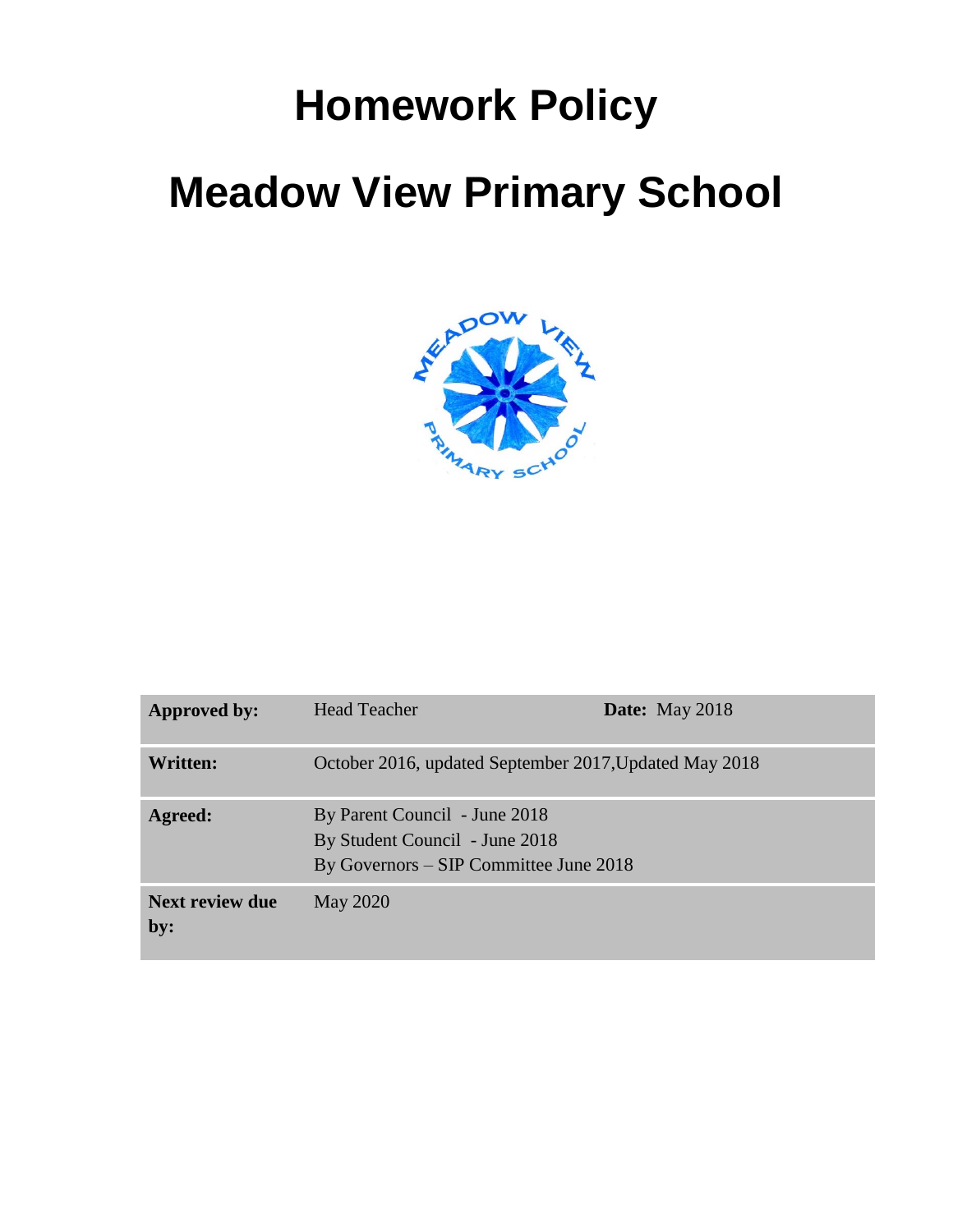# Homework Policy

# Meadow View Primary School

| Approved by: | Head Teacher | Date: May 2018 |
| --- | --- | --- |
| Written: | October 2016, updated September 2017,Updated May 2018 | |
| Agreed: | By Parent Council - June 2018<br>By Student Council - June 2018<br>By Governors – SIP Committee June 2018 | |
| Next review due by: | May 2020 | |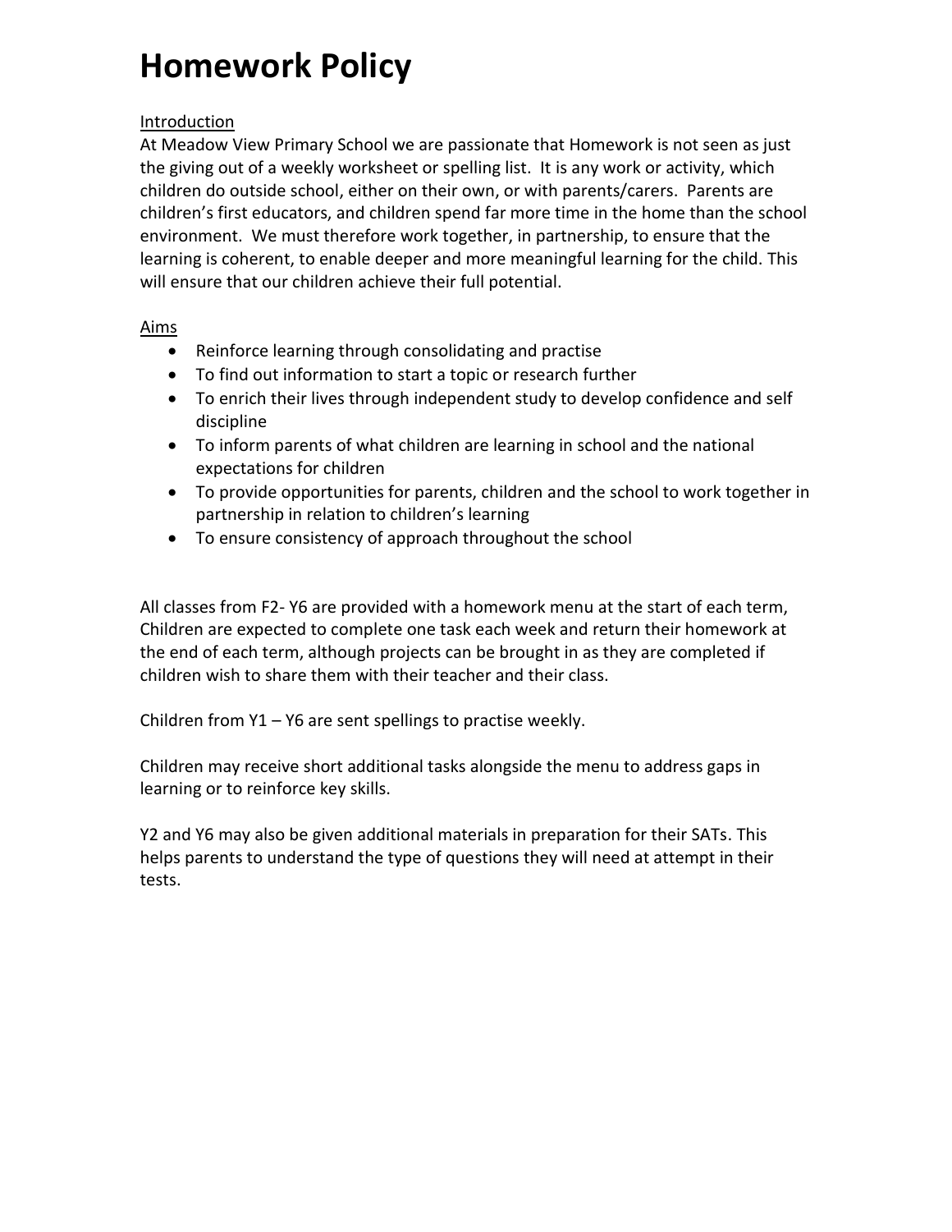# Homework Policy

Introduction

At Meadow View Primary School we are passionate that Homework is not seen as just the giving out of a weekly worksheet or spelling list. It is any work or activity, which children do outside school, either on their own, or with parents/carers. Parents are children's first educators, and children spend far more time in the home than the school environment. We must therefore work together, in partnership, to ensure that the learning is coherent, to enable deeper and more meaningful learning for the child. This will ensure that our children achieve their full potential.

Aims

- Reinforce learning through consolidating and practise
- To find out information to start a topic or research further
- To enrich their lives through independent study to develop confidence and self discipline
- To inform parents of what children are learning in school and the national expectations for children
- To provide opportunities for parents, children and the school to work together in partnership in relation to children's learning
- To ensure consistency of approach throughout the school

All classes from F2- Y6 are provided with a homework menu at the start of each term, Children are expected to complete one task each week and return their homework at the end of each term, although projects can be brought in as they are completed if children wish to share them with their teacher and their class.

Children from Y1 – Y6 are sent spellings to practise weekly.

Children may receive short additional tasks alongside the menu to address gaps in learning or to reinforce key skills.

Y2 and Y6 may also be given additional materials in preparation for their SATs. This helps parents to understand the type of questions they will need at attempt in their tests.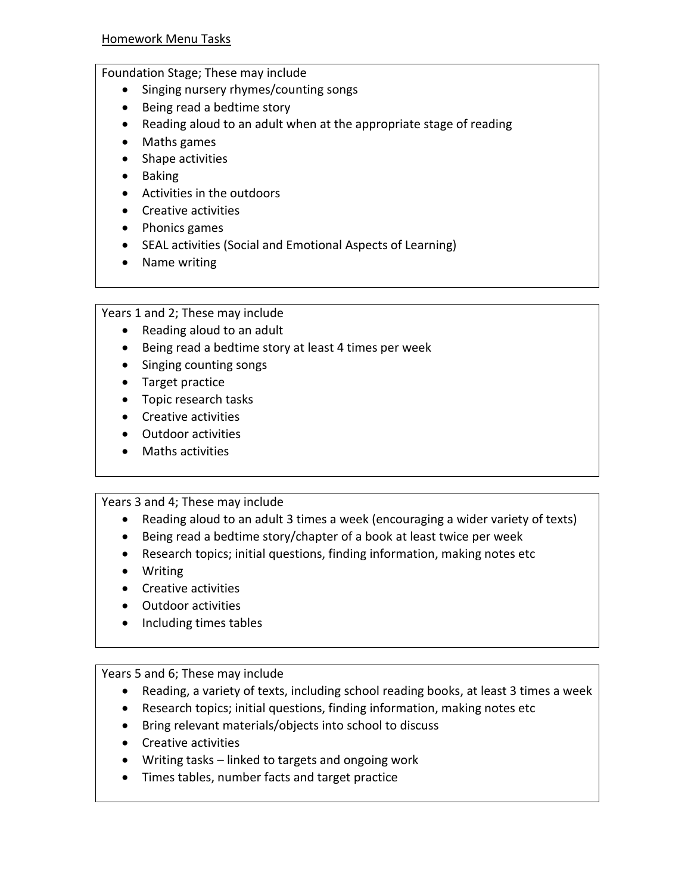Homework Menu Tasks

Foundation Stage; These may include

- Singing nursery rhymes/counting songs
- Being read a bedtime story
- Reading aloud to an adult when at the appropriate stage of reading
- Maths games
- Shape activities
- Baking
- Activities in the outdoors
- Creative activities
- Phonics games
- SEAL activities (Social and Emotional Aspects of Learning)
- Name writing

Years 1 and 2; These may include

- Reading aloud to an adult
- Being read a bedtime story at least 4 times per week
- Singing counting songs
- Target practice
- Topic research tasks
- Creative activities
- Outdoor activities
- Maths activities

Years 3 and 4; These may include

- Reading aloud to an adult 3 times a week (encouraging a wider variety of texts)
- Being read a bedtime story/chapter of a book at least twice per week
- Research topics; initial questions, finding information, making notes etc
- Writing
- Creative activities
- Outdoor activities
- Including times tables

Years 5 and 6; These may include

- Reading, a variety of texts, including school reading books, at least 3 times a week
- Research topics; initial questions, finding information, making notes etc
- Bring relevant materials/objects into school to discuss
- Creative activities
- Writing tasks – linked to targets and ongoing work
- Times tables, number facts and target practice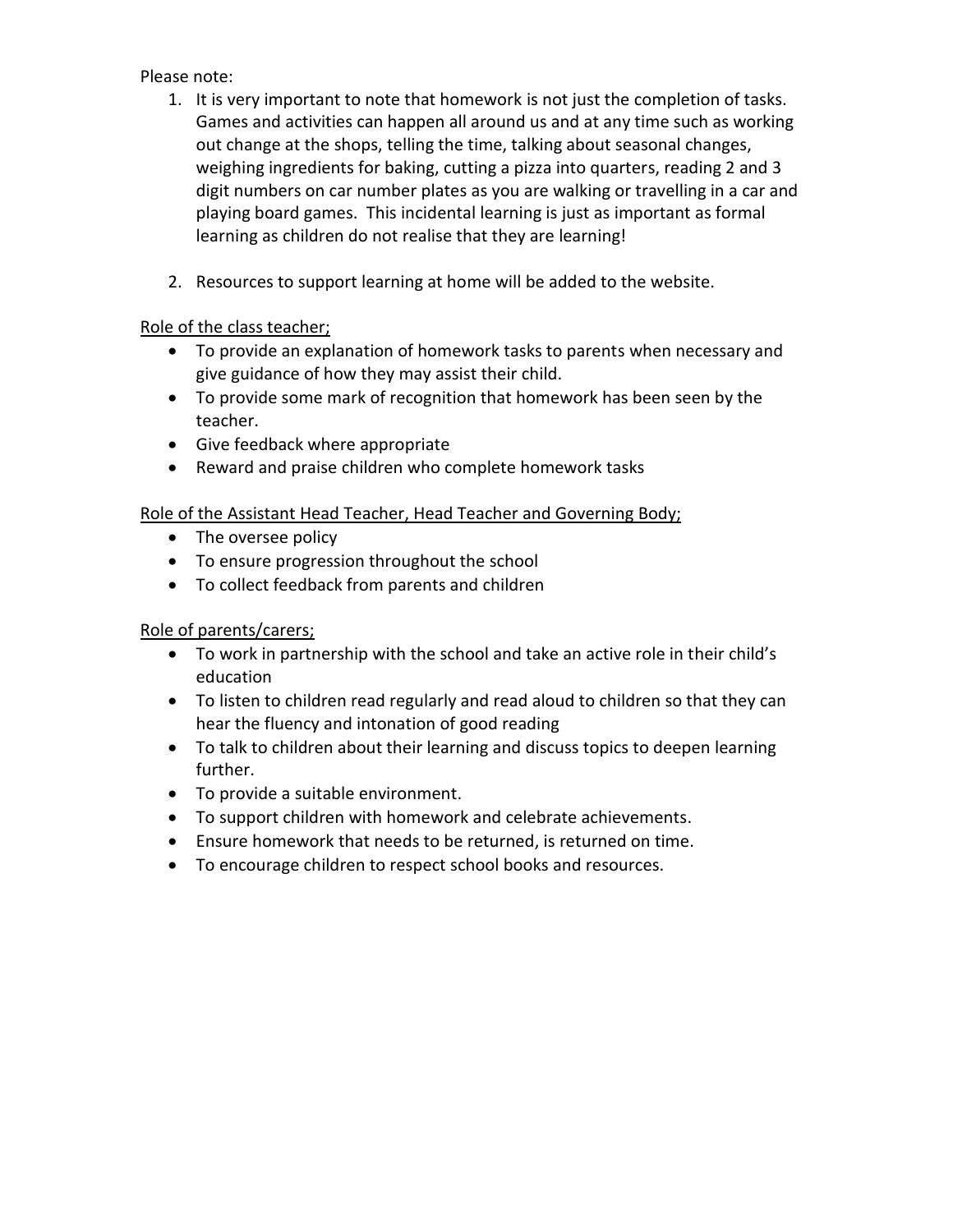Please note:

1. It is very important to note that homework is not just the completion of tasks. Games and activities can happen all around us and at any time such as working out change at the shops, telling the time, talking about seasonal changes, weighing ingredients for baking, cutting a pizza into quarters, reading 2 and 3 digit numbers on car number plates as you are walking or travelling in a car and playing board games. This incidental learning is just as important as formal learning as children do not realise that they are learning!

2. Resources to support learning at home will be added to the website.

<u>Role of the class teacher;</u>

- To provide an explanation of homework tasks to parents when necessary and give guidance of how they may assist their child.
- To provide some mark of recognition that homework has been seen by the teacher.
- Give feedback where appropriate
- Reward and praise children who complete homework tasks

<u>Role of the Assistant Head Teacher, Head Teacher and Governing Body;</u>

- The oversee policy
- To ensure progression throughout the school
- To collect feedback from parents and children

<u>Role of parents/carers;</u>

- To work in partnership with the school and take an active role in their child's education
- To listen to children read regularly and read aloud to children so that they can hear the fluency and intonation of good reading
- To talk to children about their learning and discuss topics to deepen learning further.
- To provide a suitable environment.
- To support children with homework and celebrate achievements.
- Ensure homework that needs to be returned, is returned on time.
- To encourage children to respect school books and resources.